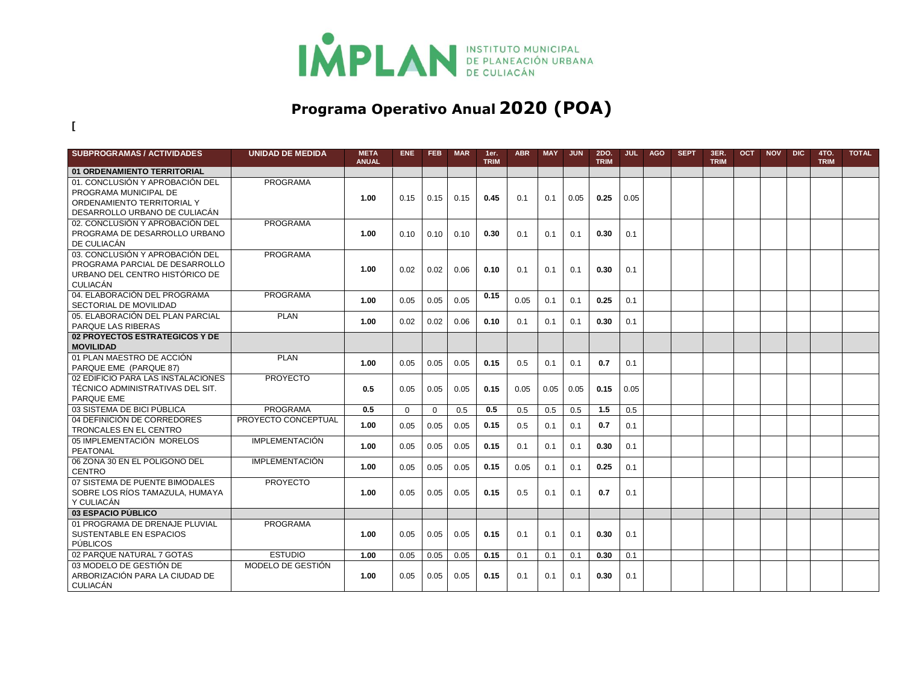IMPLAN INSTITUTO MUNICIPAL DE PLANEACIÓN URBANA DE CULIACÁN

# Programa Operativo Anual 2020 (POA)

[

| SUBPROGRAMAS / ACTIVIDADES | UNIDAD DE MEDIDA | META ANUAL | ENE | FEB | MAR | 1er. TRIM | ABR | MAY | JUN | 2DO. TRIM | JUL | AGO | SEPT | 3ER. TRIM | OCT | NOV | DIC | 4TO. TRIM | TOTAL |
|---|---|---|---|---|---|---|---|---|---|---|---|---|---|---|---|---|---|---|---|
| **01 ORDENAMIENTO TERRITORIAL** | | | | | | | | | | | | | | | | | | | |
| 01. CONCLUSIÓN Y APROBACIÓN DEL PROGRAMA MUNICIPAL DE ORDENAMIENTO TERRITORIAL Y DESARROLLO URBANO DE CULIACÁN | PROGRAMA | **1.00** | 0.15 | 0.15 | 0.15 | **0.45** | 0.1 | 0.1 | 0.05 | **0.25** | 0.05 | | | | | | | | |
| 02. CONCLUSIÓN Y APROBACIÓN DEL PROGRAMA DE DESARROLLO URBANO DE CULIACÁN | PROGRAMA | **1.00** | 0.10 | 0.10 | 0.10 | **0.30** | 0.1 | 0.1 | 0.1 | **0.30** | 0.1 | | | | | | | | |
| 03. CONCLUSIÓN Y APROBACIÓN DEL PROGRAMA PARCIAL DE DESARROLLO URBANO DEL CENTRO HISTÓRICO DE CULIACÁN | PROGRAMA | **1.00** | 0.02 | 0.02 | 0.06 | **0.10** | 0.1 | 0.1 | 0.1 | **0.30** | 0.1 | | | | | | | | |
| 04. ELABORACIÓN DEL PROGRAMA SECTORIAL DE MOVILIDAD | PROGRAMA | **1.00** | 0.05 | 0.05 | 0.05 | **0.15** | 0.05 | 0.1 | 0.1 | **0.25** | 0.1 | | | | | | | | |
| 05. ELABORACIÓN DEL PLAN PARCIAL PARQUE LAS RIBERAS | PLAN | **1.00** | 0.02 | 0.02 | 0.06 | **0.10** | 0.1 | 0.1 | 0.1 | **0.30** | 0.1 | | | | | | | | |
| **02 PROYECTOS ESTRATEGICOS Y DE MOVILIDAD** | | | | | | | | | | | | | | | | | | | |
| 01 PLAN MAESTRO DE ACCIÓN PARQUE EME (PARQUE 87) | PLAN | **1.00** | 0.05 | 0.05 | 0.05 | **0.15** | 0.5 | 0.1 | 0.1 | **0.7** | 0.1 | | | | | | | | |
| 02 EDIFICIO PARA LAS INSTALACIONES TÉCNICO ADMINISTRATIVAS DEL SIT. PARQUE EME | PROYECTO | **0.5** | 0.05 | 0.05 | 0.05 | **0.15** | 0.05 | 0.05 | 0.05 | **0.15** | 0.05 | | | | | | | | |
| 03 SISTEMA DE BICI PÚBLICA | PROGRAMA | **0.5** | 0 | 0 | 0.5 | **0.5** | 0.5 | 0.5 | 0.5 | **1.5** | 0.5 | | | | | | | | |
| 04 DEFINICIÓN DE CORREDORES TRONCALES EN EL CENTRO | PROYECTO CONCEPTUAL | **1.00** | 0.05 | 0.05 | 0.05 | **0.15** | 0.5 | 0.1 | 0.1 | **0.7** | 0.1 | | | | | | | | |
| 05 IMPLEMENTACIÓN MORELOS PEATONAL | IMPLEMENTACIÓN | **1.00** | 0.05 | 0.05 | 0.05 | **0.15** | 0.1 | 0.1 | 0.1 | **0.30** | 0.1 | | | | | | | | |
| 06 ZONA 30 EN EL POLIGONO DEL CENTRO | IMPLEMENTACIÓN | **1.00** | 0.05 | 0.05 | 0.05 | **0.15** | 0.05 | 0.1 | 0.1 | **0.25** | 0.1 | | | | | | | | |
| 07 SISTEMA DE PUENTE BIMODALES SOBRE LOS RÍOS TAMAZULA, HUMAYA Y CULIACÁN | PROYECTO | **1.00** | 0.05 | 0.05 | 0.05 | **0.15** | 0.5 | 0.1 | 0.1 | **0.7** | 0.1 | | | | | | | | |
| **03 ESPACIO PÚBLICO** | | | | | | | | | | | | | | | | | | | |
| 01 PROGRAMA DE DRENAJE PLUVIAL SUSTENTABLE EN ESPACIOS PÚBLICOS | PROGRAMA | **1.00** | 0.05 | 0.05 | 0.05 | **0.15** | 0.1 | 0.1 | 0.1 | **0.30** | 0.1 | | | | | | | | |
| 02 PARQUE NATURAL 7 GOTAS | ESTUDIO | **1.00** | 0.05 | 0.05 | 0.05 | **0.15** | 0.1 | 0.1 | 0.1 | **0.30** | 0.1 | | | | | | | | |
| 03 MODELO DE GESTIÓN DE ARBORIZACIÓN PARA LA CIUDAD DE CULIACÁN | MODELO DE GESTIÓN | **1.00** | 0.05 | 0.05 | 0.05 | **0.15** | 0.1 | 0.1 | 0.1 | **0.30** | 0.1 | | | | | | | | |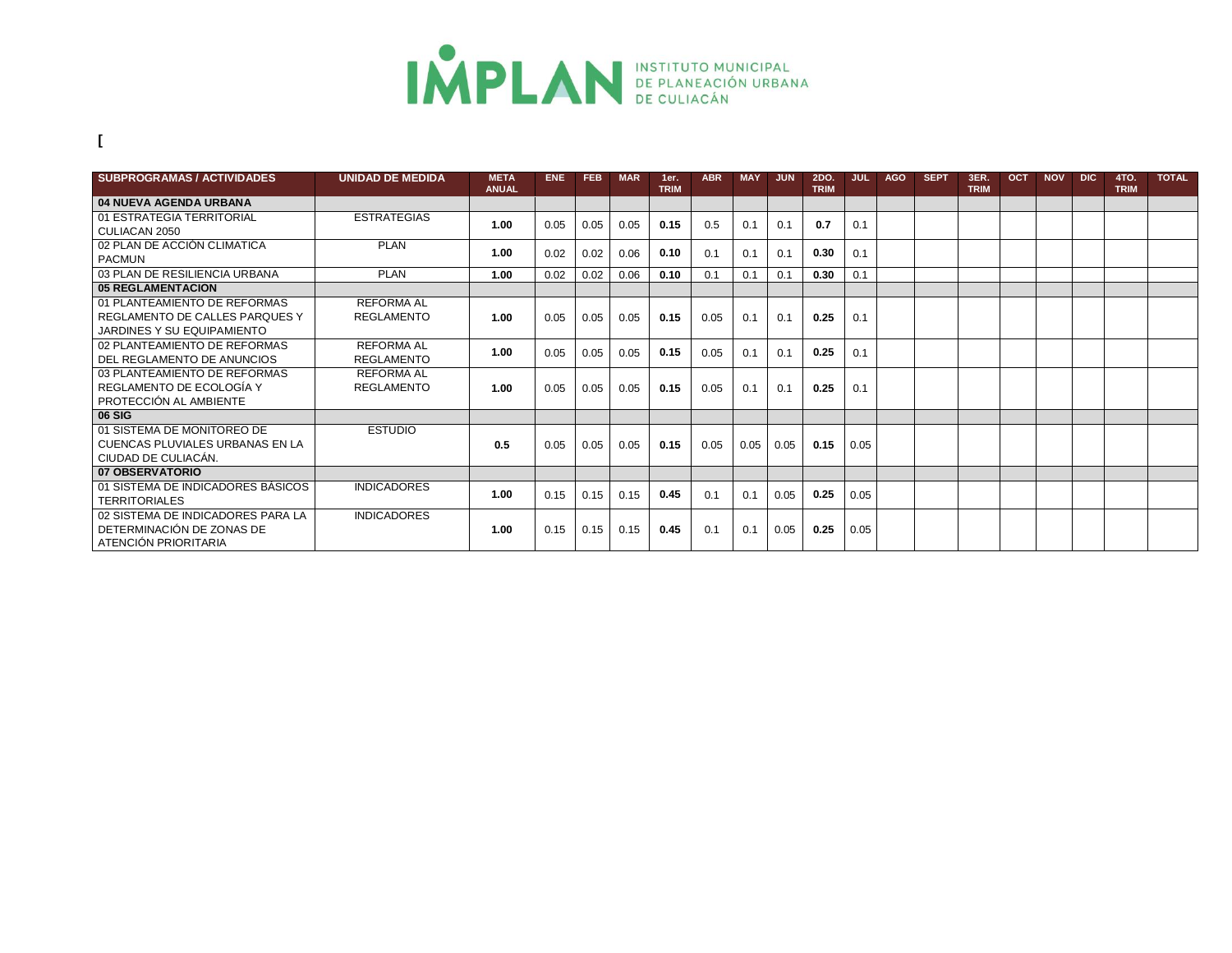[

| SUBPROGRAMAS / ACTIVIDADES | UNIDAD DE MEDIDA | META ANUAL | ENE | FEB | MAR | 1er. TRIM | ABR | MAY | JUN | 2DO. TRIM | JUL | AGO | SEPT | 3ER. TRIM | OCT | NOV | DIC | 4TO. TRIM | TOTAL |
|---|---|---|---|---|---|---|---|---|---|---|---|---|---|---|---|---|---|---|---|
| **04 NUEVA AGENDA URBANA** | | | | | | | | | | | | | | | | | | | |
| 01 ESTRATEGIA TERRITORIAL CULIACAN 2050 | ESTRATEGIAS | **1.00** | 0.05 | 0.05 | 0.05 | **0.15** | 0.5 | 0.1 | 0.1 | **0.7** | 0.1 | | | | | | | | |
| 02 PLAN DE ACCIÓN CLIMATICA PACMUN | PLAN | **1.00** | 0.02 | 0.02 | 0.06 | **0.10** | 0.1 | 0.1 | 0.1 | **0.30** | 0.1 | | | | | | | | |
| 03 PLAN DE RESILIENCIA URBANA | PLAN | **1.00** | 0.02 | 0.02 | 0.06 | **0.10** | 0.1 | 0.1 | 0.1 | **0.30** | 0.1 | | | | | | | | |
| **05 REGLAMENTACION** | | | | | | | | | | | | | | | | | | | |
| 01 PLANTEAMIENTO DE REFORMAS REGLAMENTO DE CALLES PARQUES Y JARDINES Y SU EQUIPAMIENTO | REFORMA AL REGLAMENTO | **1.00** | 0.05 | 0.05 | 0.05 | **0.15** | 0.05 | 0.1 | 0.1 | **0.25** | 0.1 | | | | | | | | |
| 02 PLANTEAMIENTO DE REFORMAS DEL REGLAMENTO DE ANUNCIOS | REFORMA AL REGLAMENTO | **1.00** | 0.05 | 0.05 | 0.05 | **0.15** | 0.05 | 0.1 | 0.1 | **0.25** | 0.1 | | | | | | | | |
| 03 PLANTEAMIENTO DE REFORMAS REGLAMENTO DE ECOLOGÍA Y PROTECCIÓN AL AMBIENTE | REFORMA AL REGLAMENTO | **1.00** | 0.05 | 0.05 | 0.05 | **0.15** | 0.05 | 0.1 | 0.1 | **0.25** | 0.1 | | | | | | | | |
| **06 SIG** | | | | | | | | | | | | | | | | | | | |
| 01 SISTEMA DE MONITOREO DE CUENCAS PLUVIALES URBANAS EN LA CIUDAD DE CULIACÁN. | ESTUDIO | **0.5** | 0.05 | 0.05 | 0.05 | **0.15** | 0.05 | 0.05 | 0.05 | **0.15** | 0.05 | | | | | | | | |
| **07 OBSERVATORIO** | | | | | | | | | | | | | | | | | | | |
| 01 SISTEMA DE INDICADORES BÁSICOS TERRITORIALES | INDICADORES | **1.00** | 0.15 | 0.15 | 0.15 | **0.45** | 0.1 | 0.1 | 0.05 | **0.25** | 0.05 | | | | | | | | |
| 02 SISTEMA DE INDICADORES PARA LA DETERMINACIÓN DE ZONAS DE ATENCIÓN PRIORITARIA | INDICADORES | **1.00** | 0.15 | 0.15 | 0.15 | **0.45** | 0.1 | 0.1 | 0.05 | **0.25** | 0.05 | | | | | | | | |